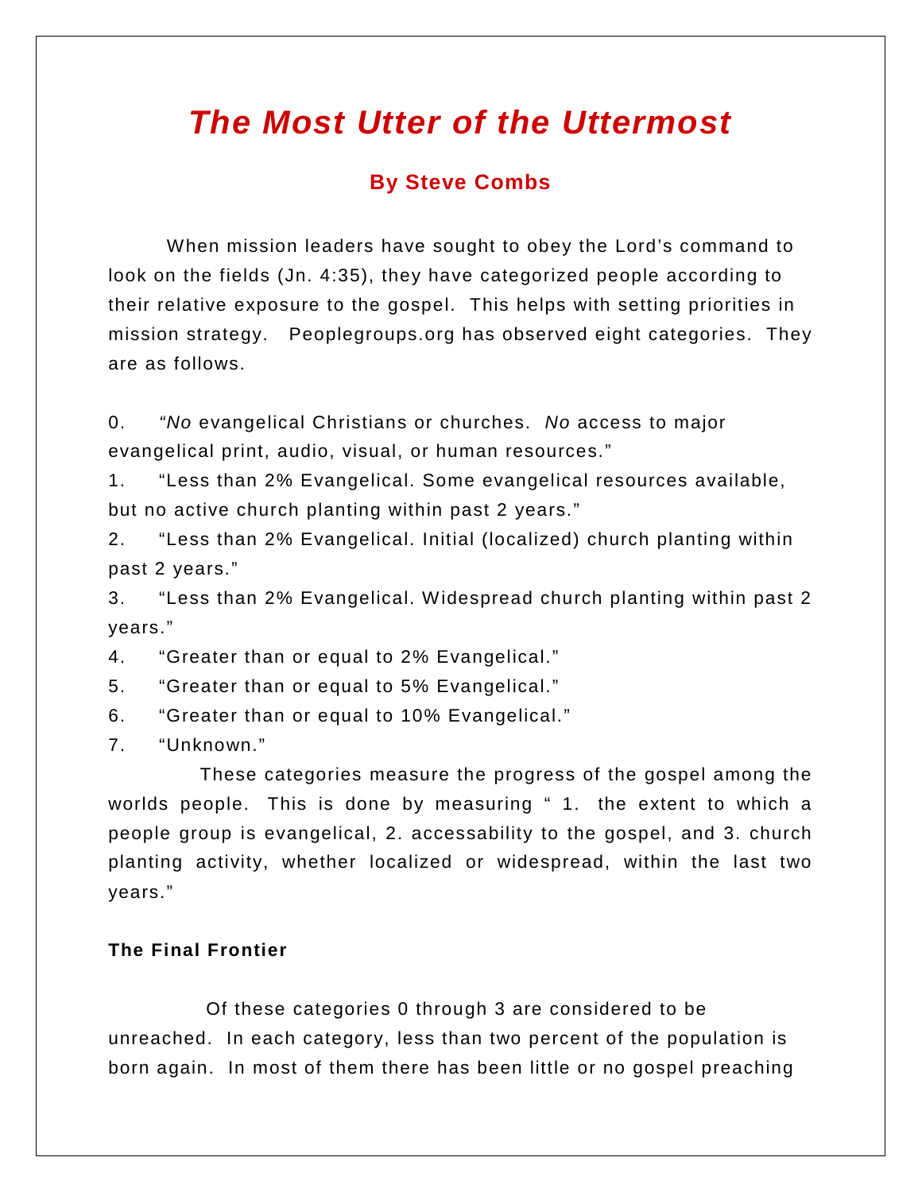# *The Most Utter of the Uttermost*

**By Steve Combs**

When mission leaders have sought to obey the Lord's command to look on the fields (Jn. 4:35), they have categorized people according to their relative exposure to the gospel. This helps with setting priorities in mission strategy. Peoplegroups.org has observed eight categories. They are as follows.

0. "*No* evangelical Christians or churches. *No* access to major evangelical print, audio, visual, or human resources."
1. "Less than 2% Evangelical. Some evangelical resources available, but no active church planting within past 2 years."
2. "Less than 2% Evangelical. Initial (localized) church planting within past 2 years."
3. "Less than 2% Evangelical. Widespread church planting within past 2 years."
4. "Greater than or equal to 2% Evangelical."
5. "Greater than or equal to 5% Evangelical."
6. "Greater than or equal to 10% Evangelical."
7. "Unknown."

These categories measure the progress of the gospel among the worlds people. This is done by measuring " 1. the extent to which a people group is evangelical, 2. accessability to the gospel, and 3. church planting activity, whether localized or widespread, within the last two years."

**The Final Frontier**

Of these categories 0 through 3 are considered to be unreached. In each category, less than two percent of the population is born again. In most of them there has been little or no gospel preaching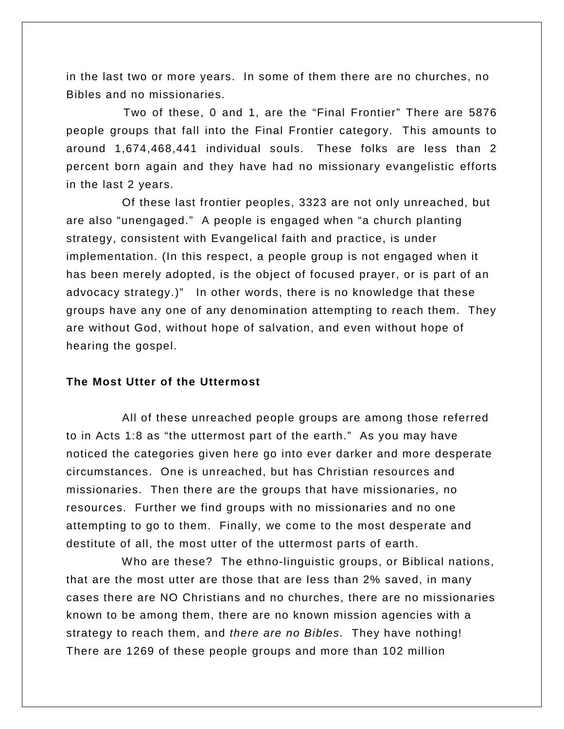in the last two or more years. In some of them there are no churches, no Bibles and no missionaries.

Two of these, 0 and 1, are the "Final Frontier" There are 5876 people groups that fall into the Final Frontier category. This amounts to around 1,674,468,441 individual souls. These folks are less than 2 percent born again and they have had no missionary evangelistic efforts in the last 2 years.

Of these last frontier peoples, 3323 are not only unreached, but are also "unengaged." A people is engaged when "a church planting strategy, consistent with Evangelical faith and practice, is under implementation. (In this respect, a people group is not engaged when it has been merely adopted, is the object of focused prayer, or is part of an advocacy strategy.)" In other words, there is no knowledge that these groups have any one of any denomination attempting to reach them. They are without God, without hope of salvation, and even without hope of hearing the gospel.

**The Most Utter of the Uttermost**

All of these unreached people groups are among those referred to in Acts 1:8 as "the uttermost part of the earth." As you may have noticed the categories given here go into ever darker and more desperate circumstances. One is unreached, but has Christian resources and missionaries. Then there are the groups that have missionaries, no resources. Further we find groups with no missionaries and no one attempting to go to them. Finally, we come to the most desperate and destitute of all, the most utter of the uttermost parts of earth.

Who are these? The ethno-linguistic groups, or Biblical nations, that are the most utter are those that are less than 2% saved, in many cases there are NO Christians and no churches, there are no missionaries known to be among them, there are no known mission agencies with a strategy to reach them, and *there are no Bibles.* They have nothing! There are 1269 of these people groups and more than 102 million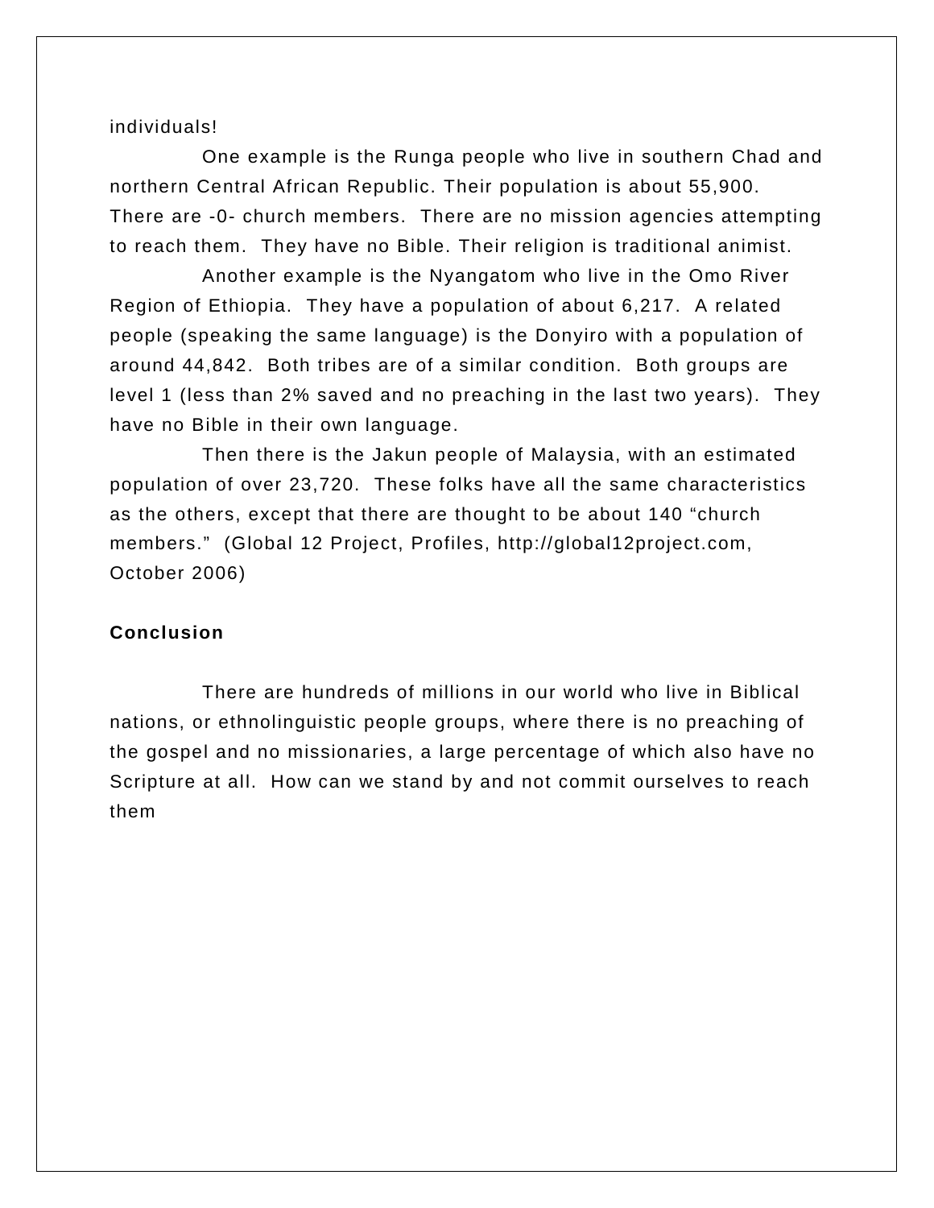individuals!

One example is the Runga people who live in southern Chad and northern Central African Republic. Their population is about 55,900. There are -0- church members. There are no mission agencies attempting to reach them. They have no Bible. Their religion is traditional animist.

Another example is the Nyangatom who live in the Omo River Region of Ethiopia. They have a population of about 6,217. A related people (speaking the same language) is the Donyiro with a population of around 44,842. Both tribes are of a similar condition. Both groups are level 1 (less than 2% saved and no preaching in the last two years). They have no Bible in their own language.

Then there is the Jakun people of Malaysia, with an estimated population of over 23,720. These folks have all the same characteristics as the others, except that there are thought to be about 140 “church members.” (Global 12 Project, Profiles, http://global12project.com, October 2006)

**Conclusion**

There are hundreds of millions in our world who live in Biblical nations, or ethnolinguistic people groups, where there is no preaching of the gospel and no missionaries, a large percentage of which also have no Scripture at all. How can we stand by and not commit ourselves to reach them